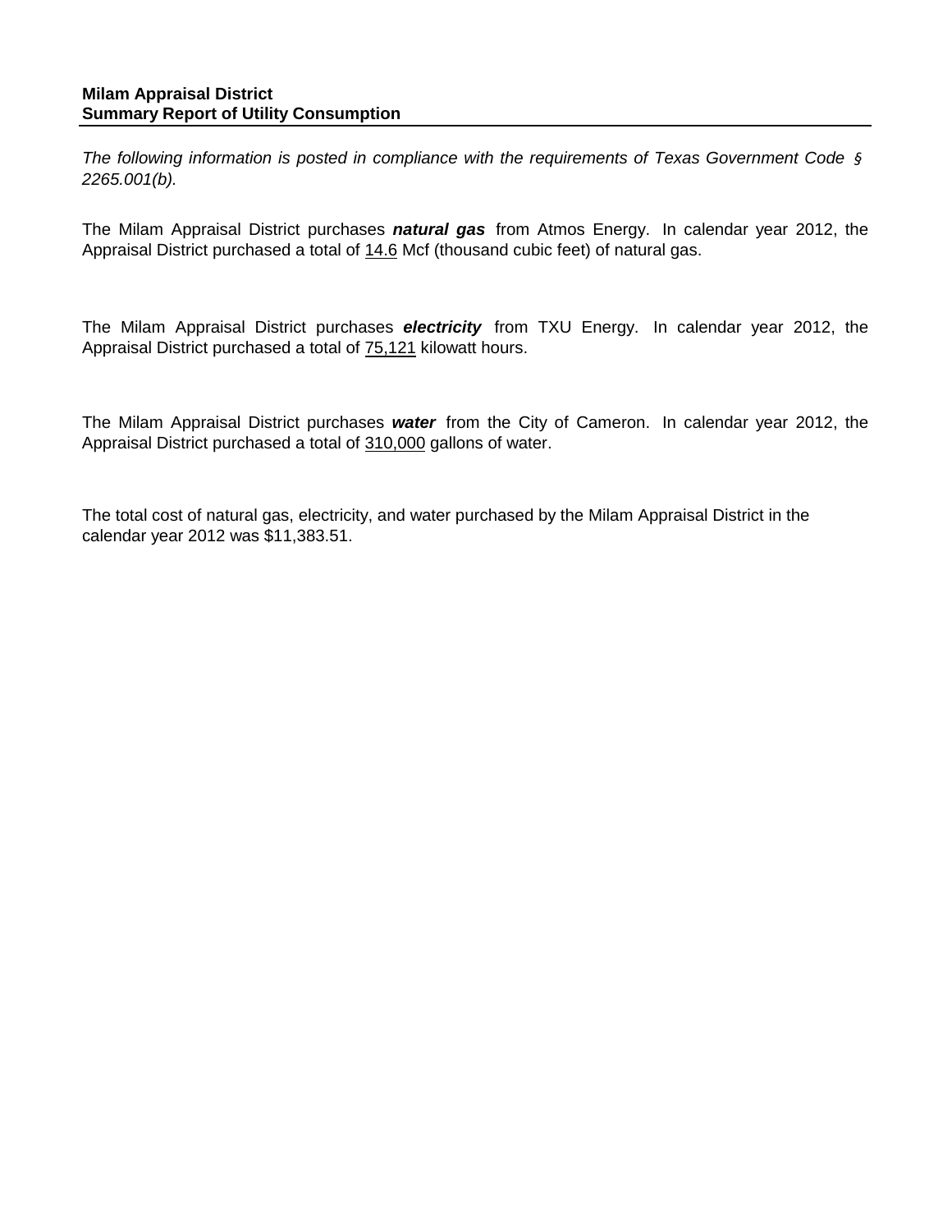**Milam Appraisal District**
**Summary Report of Utility Consumption**

*The following information is posted in compliance with the requirements of Texas Government Code § 2265.001(b).*

The Milam Appraisal District purchases ***natural gas*** from Atmos Energy. In calendar year 2012, the Appraisal District purchased a total of 14.6 Mcf (thousand cubic feet) of natural gas.

The Milam Appraisal District purchases ***electricity*** from TXU Energy. In calendar year 2012, the Appraisal District purchased a total of 75,121 kilowatt hours.

The Milam Appraisal District purchases ***water*** from the City of Cameron. In calendar year 2012, the Appraisal District purchased a total of 310,000 gallons of water.

The total cost of natural gas, electricity, and water purchased by the Milam Appraisal District in the calendar year 2012 was $11,383.51.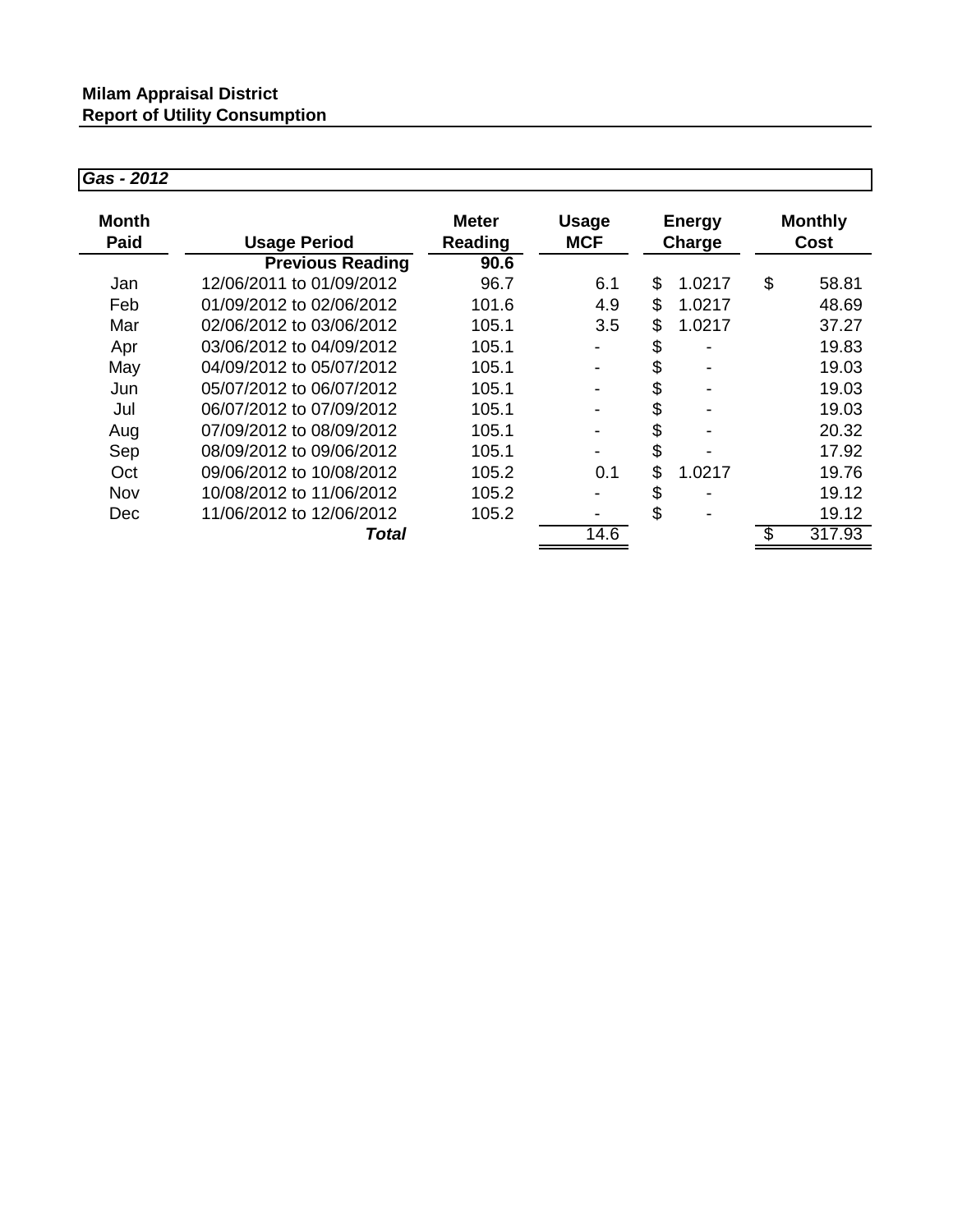**Milam Appraisal District**
**Report of Utility Consumption**

***Gas - 2012***

| Month Paid | Usage Period | Meter Reading | Usage MCF | Energy Charge | Monthly Cost |
|---|---|---|---|---|---|
| | **Previous Reading** | **90.6** | | | |
| Jan | 12/06/2011 to 01/09/2012 | 96.7 | 6.1 | $ 1.0217 | $ 58.81 |
| Feb | 01/09/2012 to 02/06/2012 | 101.6 | 4.9 | $ 1.0217 | 48.69 |
| Mar | 02/06/2012 to 03/06/2012 | 105.1 | 3.5 | $ 1.0217 | 37.27 |
| Apr | 03/06/2012 to 04/09/2012 | 105.1 | - | $ - | 19.83 |
| May | 04/09/2012 to 05/07/2012 | 105.1 | - | $ - | 19.03 |
| Jun | 05/07/2012 to 06/07/2012 | 105.1 | - | $ - | 19.03 |
| Jul | 06/07/2012 to 07/09/2012 | 105.1 | - | $ - | 19.03 |
| Aug | 07/09/2012 to 08/09/2012 | 105.1 | - | $ - | 20.32 |
| Sep | 08/09/2012 to 09/06/2012 | 105.1 | - | $ - | 17.92 |
| Oct | 09/06/2012 to 10/08/2012 | 105.2 | 0.1 | $ 1.0217 | 19.76 |
| Nov | 10/08/2012 to 11/06/2012 | 105.2 | - | $ - | 19.12 |
| Dec | 11/06/2012 to 12/06/2012 | 105.2 | - | $ - | 19.12 |
| | ***Total*** | | 14.6 | | $ 317.93 |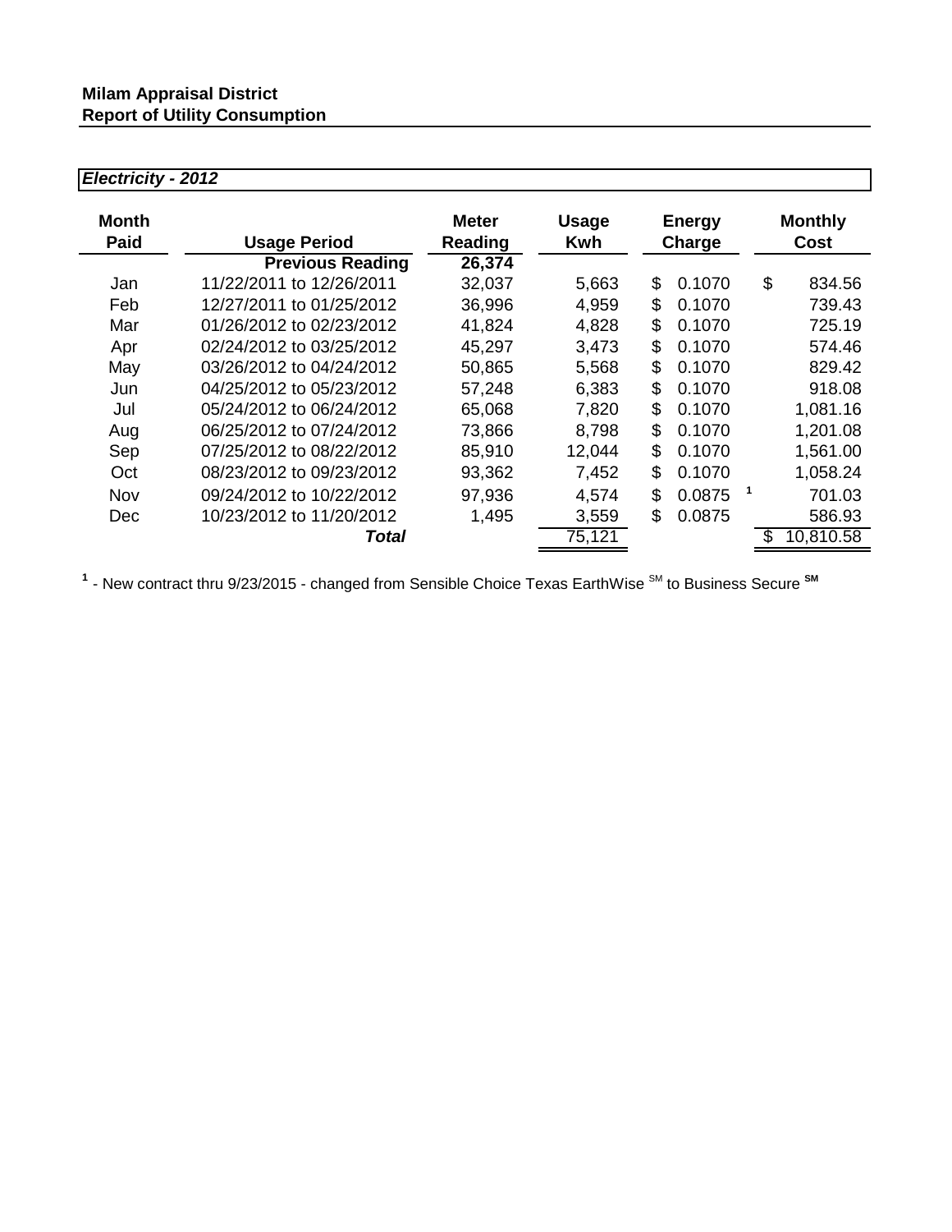**Milam Appraisal District**
**Report of Utility Consumption**

***Electricity - 2012***

| Month Paid | Usage Period | Meter Reading | Usage Kwh | Energy Charge | Monthly Cost |
|---|---|---|---|---|---|
| | **Previous Reading** | **26,374** | | | |
| Jan | 11/22/2011 to 12/26/2011 | 32,037 | 5,663 | $ 0.1070 | $ 834.56 |
| Feb | 12/27/2011 to 01/25/2012 | 36,996 | 4,959 | $ 0.1070 | 739.43 |
| Mar | 01/26/2012 to 02/23/2012 | 41,824 | 4,828 | $ 0.1070 | 725.19 |
| Apr | 02/24/2012 to 03/25/2012 | 45,297 | 3,473 | $ 0.1070 | 574.46 |
| May | 03/26/2012 to 04/24/2012 | 50,865 | 5,568 | $ 0.1070 | 829.42 |
| Jun | 04/25/2012 to 05/23/2012 | 57,248 | 6,383 | $ 0.1070 | 918.08 |
| Jul | 05/24/2012 to 06/24/2012 | 65,068 | 7,820 | $ 0.1070 | 1,081.16 |
| Aug | 06/25/2012 to 07/24/2012 | 73,866 | 8,798 | $ 0.1070 | 1,201.08 |
| Sep | 07/25/2012 to 08/22/2012 | 85,910 | 12,044 | $ 0.1070 | 1,561.00 |
| Oct | 08/23/2012 to 09/23/2012 | 93,362 | 7,452 | $ 0.1070 | 1,058.24 |
| Nov | 09/24/2012 to 10/22/2012 | 97,936 | 4,574 | $ 0.0875 [1] | 701.03 |
| Dec | 10/23/2012 to 11/20/2012 | 1,495 | 3,559 | $ 0.0875 | 586.93 |
| | ***Total*** | | 75,121 | | $ 10,810.58 |

[1] - New contract thru 9/23/2015 - changed from Sensible Choice Texas EarthWise SM to Business Secure SM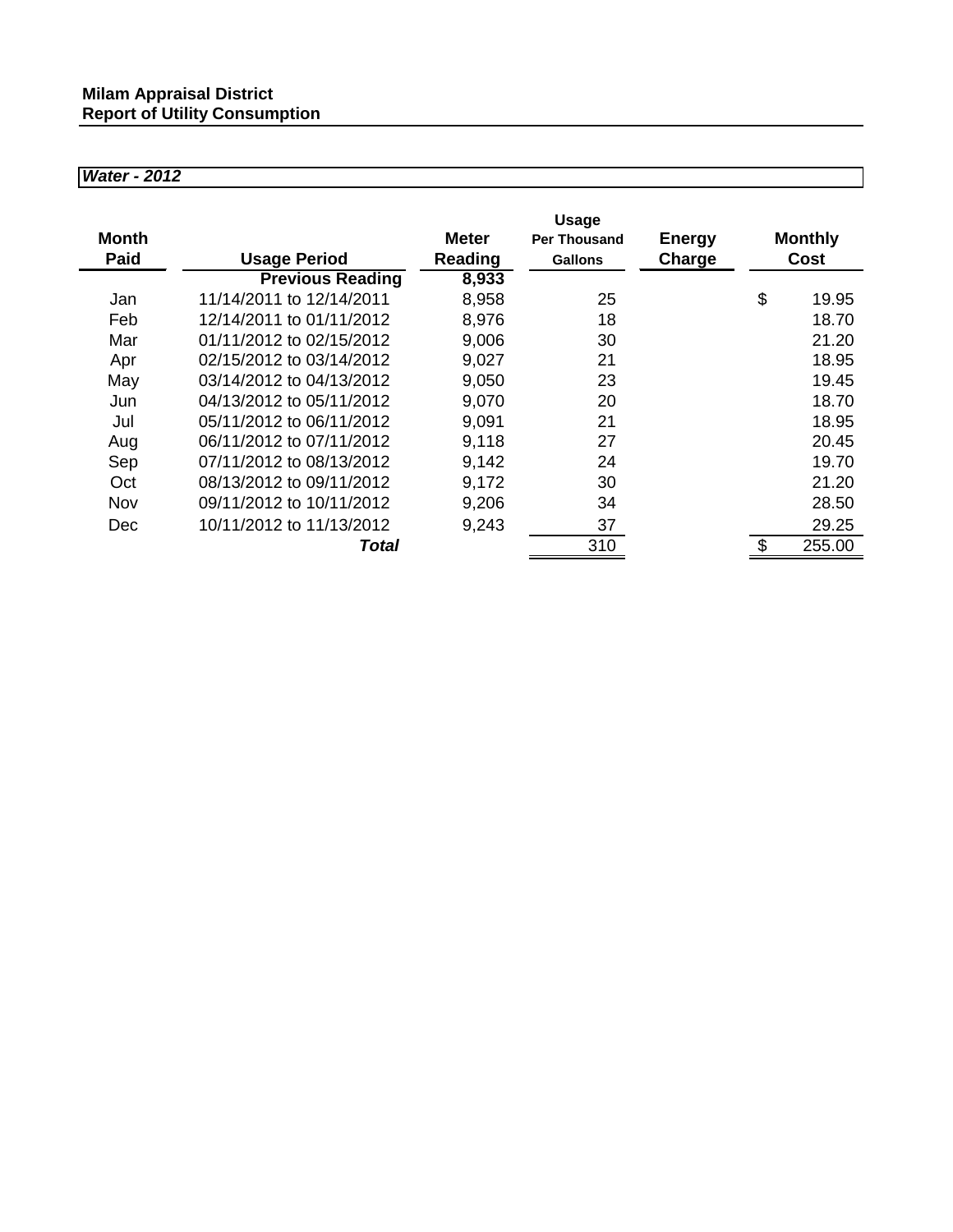**Milam Appraisal District**
**Report of Utility Consumption**

***Water - 2012***

| Month Paid | Usage Period | Meter Reading | Usage Per Thousand Gallons | Energy Charge | Monthly Cost |
|---|---|---|---|---|---|
| | **Previous Reading** | **8,933** | | | |
| Jan | 11/14/2011 to 12/14/2011 | 8,958 | 25 | | $ 19.95 |
| Feb | 12/14/2011 to 01/11/2012 | 8,976 | 18 | | 18.70 |
| Mar | 01/11/2012 to 02/15/2012 | 9,006 | 30 | | 21.20 |
| Apr | 02/15/2012 to 03/14/2012 | 9,027 | 21 | | 18.95 |
| May | 03/14/2012 to 04/13/2012 | 9,050 | 23 | | 19.45 |
| Jun | 04/13/2012 to 05/11/2012 | 9,070 | 20 | | 18.70 |
| Jul | 05/11/2012 to 06/11/2012 | 9,091 | 21 | | 18.95 |
| Aug | 06/11/2012 to 07/11/2012 | 9,118 | 27 | | 20.45 |
| Sep | 07/11/2012 to 08/13/2012 | 9,142 | 24 | | 19.70 |
| Oct | 08/13/2012 to 09/11/2012 | 9,172 | 30 | | 21.20 |
| Nov | 09/11/2012 to 10/11/2012 | 9,206 | 34 | | 28.50 |
| Dec | 10/11/2012 to 11/13/2012 | 9,243 | 37 | | 29.25 |
| | ***Total*** | | 310 | | $ 255.00 |